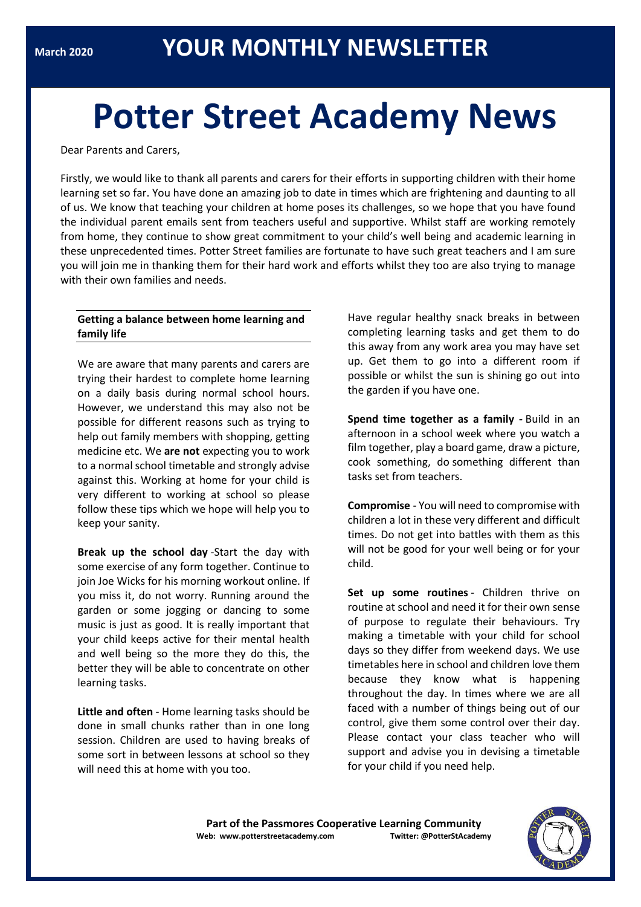March 2020

# YOUR MONTHLY NEWSLETTER

# Potter Street Academy News

Dear Parents and Carers,

Firstly, we would like to thank all parents and carers for their efforts in supporting children with their home learning set so far. You have done an amazing job to date in times which are frightening and daunting to all of us. We know that teaching your children at home poses its challenges, so we hope that you have found the individual parent emails sent from teachers useful and supportive. Whilst staff are working remotely from home, they continue to show great commitment to your child's well being and academic learning in these unprecedented times. Potter Street families are fortunate to have such great teachers and I am sure you will join me in thanking them for their hard work and efforts whilst they too are also trying to manage with their own families and needs.

### Getting a balance between home learning and family life

We are aware that many parents and carers are trying their hardest to complete home learning on a daily basis during normal school hours. However, we understand this may also not be possible for different reasons such as trying to help out family members with shopping, getting medicine etc. We **are not** expecting you to work to a normal school timetable and strongly advise against this. Working at home for your child is very different to working at school so please follow these tips which we hope will help you to keep your sanity.

**Break up the school day** -Start the day with some exercise of any form together. Continue to join Joe Wicks for his morning workout online. If you miss it, do not worry. Running around the garden or some jogging or dancing to some music is just as good. It is really important that your child keeps active for their mental health and well being so the more they do this, the better they will be able to concentrate on other learning tasks.

**Little and often** - Home learning tasks should be done in small chunks rather than in one long session. Children are used to having breaks of some sort in between lessons at school so they will need this at home with you too.

Have regular healthy snack breaks in between completing learning tasks and get them to do this away from any work area you may have set up. Get them to go into a different room if possible or whilst the sun is shining go out into the garden if you have one.

**Spend time together as a family -** Build in an afternoon in a school week where you watch a film together, play a board game, draw a picture, cook something, do something different than tasks set from teachers.

**Compromise** - You will need to compromise with children a lot in these very different and difficult times. Do not get into battles with them as this will not be good for your well being or for your child.

**Set up some routines** - Children thrive on routine at school and need it for their own sense of purpose to regulate their behaviours. Try making a timetable with your child for school days so they differ from weekend days. We use timetables here in school and children love them because they know what is happening throughout the day. In times where we are all faced with a number of things being out of our control, give them some control over their day. Please contact your class teacher who will support and advise you in devising a timetable for your child if you need help.

**Part of the Passmores Cooperative Learning Community**
**Web: www.potterstreetacademy.com** **Twitter: @PotterStAcademy**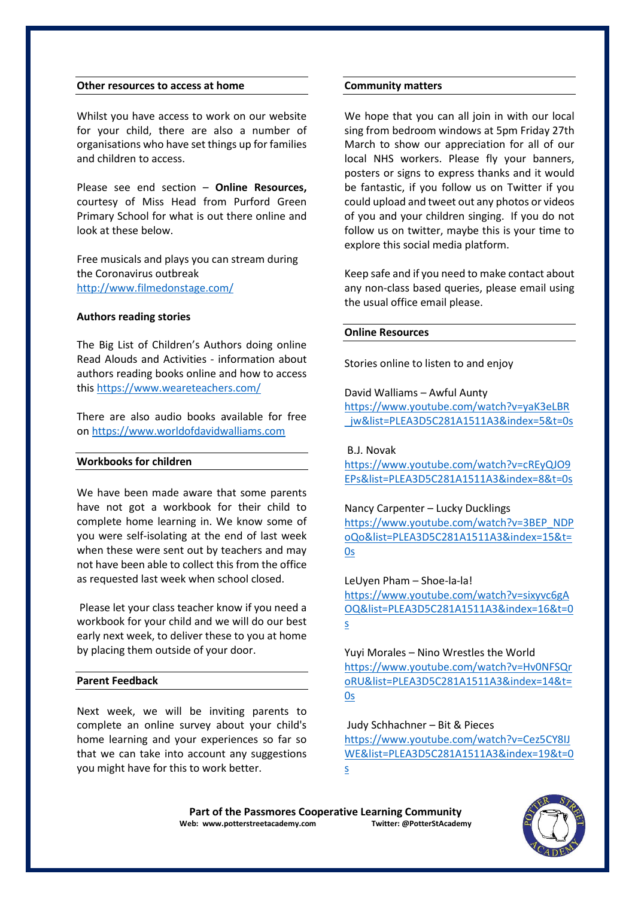## Other resources to access at home

Whilst you have access to work on our website for your child, there are also a number of organisations who have set things up for families and children to access.

Please see end section – **Online Resources,** courtesy of Miss Head from Purford Green Primary School for what is out there online and look at these below.

Free musicals and plays you can stream during the Coronavirus outbreak
http://www.filmedonstage.com/

**Authors reading stories**

The Big List of Children's Authors doing online Read Alouds and Activities - information about authors reading books online and how to access this https://www.weareteachers.com/

There are also audio books available for free on https://www.worldofdavidwalliams.com

## Workbooks for children

We have been made aware that some parents have not got a workbook for their child to complete home learning in. We know some of you were self-isolating at the end of last week when these were sent out by teachers and may not have been able to collect this from the office as requested last week when school closed.

Please let your class teacher know if you need a workbook for your child and we will do our best early next week, to deliver these to you at home by placing them outside of your door.

## Parent Feedback

Next week, we will be inviting parents to complete an online survey about your child's home learning and your experiences so far so that we can take into account any suggestions you might have for this to work better.

## Community matters

We hope that you can all join in with our local sing from bedroom windows at 5pm Friday 27th March to show our appreciation for all of our local NHS workers. Please fly your banners, posters or signs to express thanks and it would be fantastic, if you follow us on Twitter if you could upload and tweet out any photos or videos of you and your children singing. If you do not follow us on twitter, maybe this is your time to explore this social media platform.

Keep safe and if you need to make contact about any non-class based queries, please email using the usual office email please.

## Online Resources

Stories online to listen to and enjoy

David Walliams – Awful Aunty
https://www.youtube.com/watch?v=yaK3eLBR_jw&list=PLEA3D5C281A1511A3&index=5&t=0s

B.J. Novak
https://www.youtube.com/watch?v=cREyQJO9EPs&list=PLEA3D5C281A1511A3&index=8&t=0s

Nancy Carpenter – Lucky Ducklings
https://www.youtube.com/watch?v=3BEP_NDPoQo&list=PLEA3D5C281A1511A3&index=15&t=0s

LeUyen Pham – Shoe-la-la!
https://www.youtube.com/watch?v=sixyvc6gAOQ&list=PLEA3D5C281A1511A3&index=16&t=0s

Yuyi Morales – Nino Wrestles the World
https://www.youtube.com/watch?v=Hv0NFSQroRU&list=PLEA3D5C281A1511A3&index=14&t=0s

Judy Schhachner – Bit & Pieces
https://www.youtube.com/watch?v=Cez5CY8IJWE&list=PLEA3D5C281A1511A3&index=19&t=0s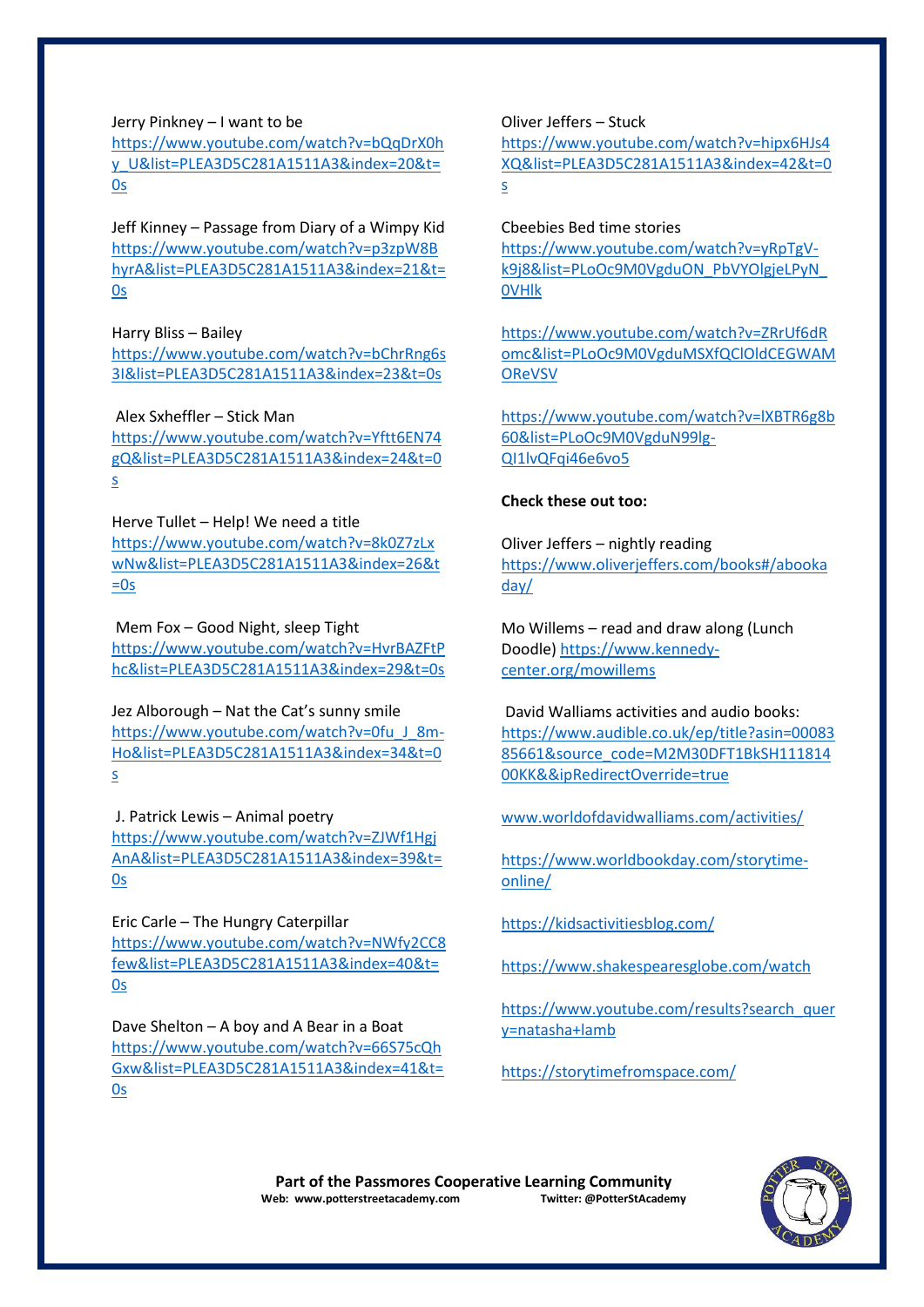Jerry Pinkney – I want to be
https://www.youtube.com/watch?v=bQqDrX0hy_U&list=PLEA3D5C281A1511A3&index=20&t=0s

Jeff Kinney – Passage from Diary of a Wimpy Kid
https://www.youtube.com/watch?v=p3zpW8BhyrA&list=PLEA3D5C281A1511A3&index=21&t=0s

Harry Bliss – Bailey
https://www.youtube.com/watch?v=bChrRng6s3I&list=PLEA3D5C281A1511A3&index=23&t=0s

Alex Sxheffler – Stick Man
https://www.youtube.com/watch?v=Yftt6EN74gQ&list=PLEA3D5C281A1511A3&index=24&t=0s

Herve Tullet – Help! We need a title
https://www.youtube.com/watch?v=8k0Z7zLxwNw&list=PLEA3D5C281A1511A3&index=26&t=0s

Mem Fox – Good Night, sleep Tight
https://www.youtube.com/watch?v=HvrBAZFtPhc&list=PLEA3D5C281A1511A3&index=29&t=0s

Jez Alborough – Nat the Cat's sunny smile
https://www.youtube.com/watch?v=0fu_J_8m-Ho&list=PLEA3D5C281A1511A3&index=34&t=0s

J. Patrick Lewis – Animal poetry
https://www.youtube.com/watch?v=ZJWf1HgjAnA&list=PLEA3D5C281A1511A3&index=39&t=0s

Eric Carle – The Hungry Caterpillar
https://www.youtube.com/watch?v=NWfy2CC8few&list=PLEA3D5C281A1511A3&index=40&t=0s

Dave Shelton – A boy and A Bear in a Boat
https://www.youtube.com/watch?v=66S75cQhGxw&list=PLEA3D5C281A1511A3&index=41&t=0s

Oliver Jeffers – Stuck
https://www.youtube.com/watch?v=hipx6HJs4XQ&list=PLEA3D5C281A1511A3&index=42&t=0s

Cbeebies Bed time stories
https://www.youtube.com/watch?v=yRpTgV-k9j8&list=PLoOc9M0VgduON_PbVYOlgjeLPyN_0VHlk

https://www.youtube.com/watch?v=ZRrUf6dRomc&list=PLoOc9M0VgduMSXfQClOldCEGWAMOReVSV

https://www.youtube.com/watch?v=lXBTR6g8b60&list=PLoOc9M0VgduN99lg-QI1lvQFqi46e6vo5

**Check these out too:**

Oliver Jeffers – nightly reading
https://www.oliverjeffers.com/books#/abookaday/

Mo Willems – read and draw along (Lunch Doodle) https://www.kennedy-center.org/mowillems

David Walliams activities and audio books:
https://www.audible.co.uk/ep/title?asin=0008385661&source_code=M2M30DFT1BkSH11181400KK&&ipRedirectOverride=true

www.worldofdavidwalliams.com/activities/

https://www.worldbookday.com/storytime-online/

https://kidsactivitiesblog.com/

https://www.shakespearesglobe.com/watch

https://www.youtube.com/results?search_query=natasha+lamb

https://storytimefromspace.com/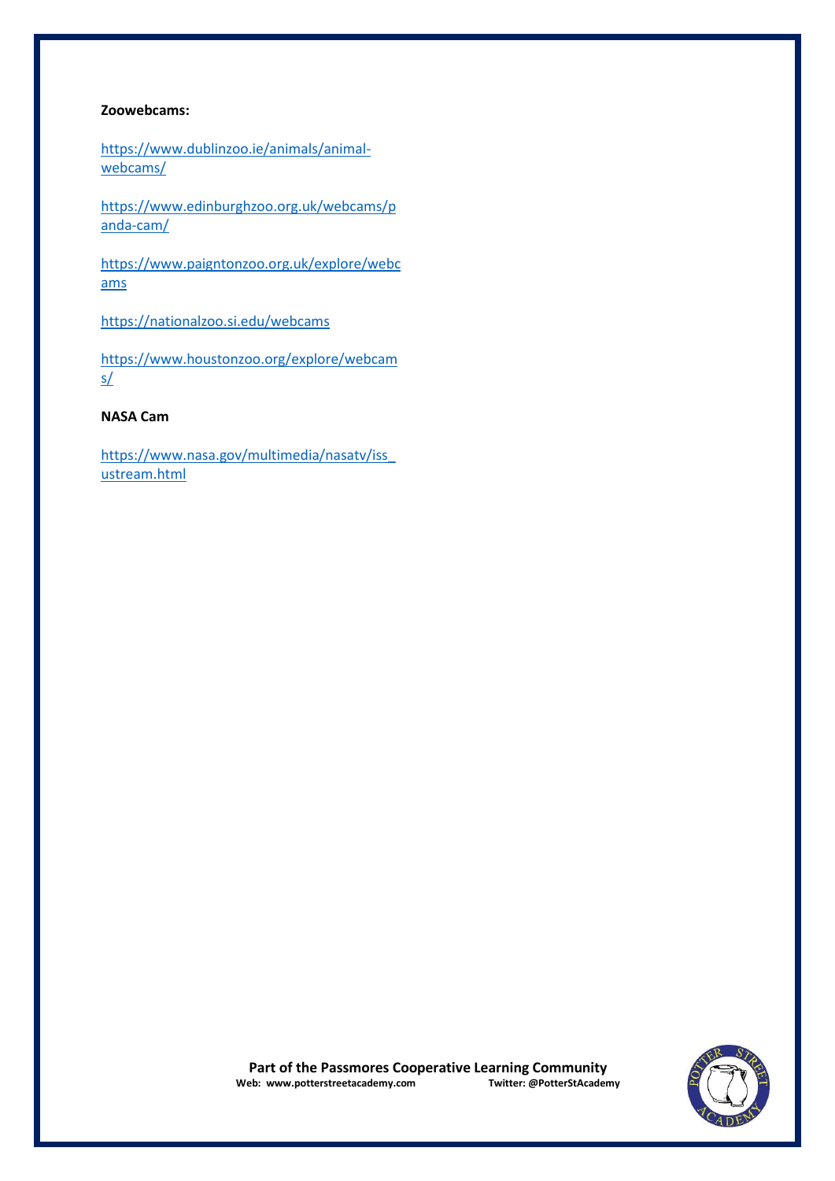**Zoowebcams:**

https://www.dublinzoo.ie/animals/animal-webcams/

https://www.edinburghzoo.org.uk/webcams/panda-cam/

https://www.paigntonzoo.org.uk/explore/webcams

https://nationalzoo.si.edu/webcams

https://www.houstonzoo.org/explore/webcams/

**NASA Cam**

https://www.nasa.gov/multimedia/nasatv/iss_ustream.html